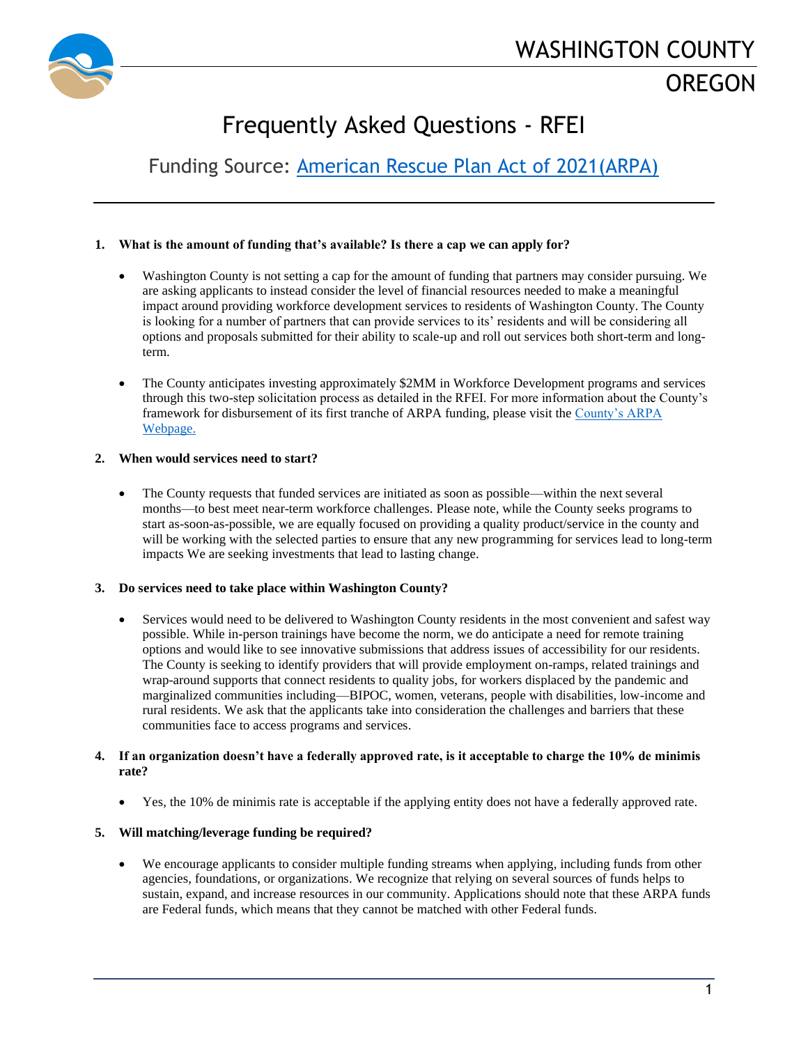# WASHINGTON COUNTY OREGON

## Frequently Asked Questions - RFEI

### Funding Source: [American Rescue Plan Act of 2021(ARPA)]

---

1. **What is the amount of funding that's available? Is there a cap we can apply for?**

   - Washington County is not setting a cap for the amount of funding that partners may consider pursuing. We are asking applicants to instead consider the level of financial resources needed to make a meaningful impact around providing workforce development services to residents of Washington County. The County is looking for a number of partners that can provide services to its' residents and will be considering all options and proposals submitted for their ability to scale-up and roll out services both short-term and long-term.

   - The County anticipates investing approximately $2MM in Workforce Development programs and services through this two-step solicitation process as detailed in the RFEI. For more information about the County's framework for disbursement of its first tranche of ARPA funding, please visit the County's ARPA Webpage.

2. **When would services need to start?**

   - The County requests that funded services are initiated as soon as possible—within the next several months—to best meet near-term workforce challenges. Please note, while the County seeks programs to start as-soon-as-possible, we are equally focused on providing a quality product/service in the county and will be working with the selected parties to ensure that any new programming for services lead to long-term impacts We are seeking investments that lead to lasting change.

3. **Do services need to take place within Washington County?**

   - Services would need to be delivered to Washington County residents in the most convenient and safest way possible. While in-person trainings have become the norm, we do anticipate a need for remote training options and would like to see innovative submissions that address issues of accessibility for our residents. The County is seeking to identify providers that will provide employment on-ramps, related trainings and wrap-around supports that connect residents to quality jobs, for workers displaced by the pandemic and marginalized communities including—BIPOC, women, veterans, people with disabilities, low-income and rural residents. We ask that the applicants take into consideration the challenges and barriers that these communities face to access programs and services.

4. **If an organization doesn't have a federally approved rate, is it acceptable to charge the 10% de minimis rate?**

   - Yes, the 10% de minimis rate is acceptable if the applying entity does not have a federally approved rate.

5. **Will matching/leverage funding be required?**

   - We encourage applicants to consider multiple funding streams when applying, including funds from other agencies, foundations, or organizations. We recognize that relying on several sources of funds helps to sustain, expand, and increase resources in our community. Applications should note that these ARPA funds are Federal funds, which means that they cannot be matched with other Federal funds.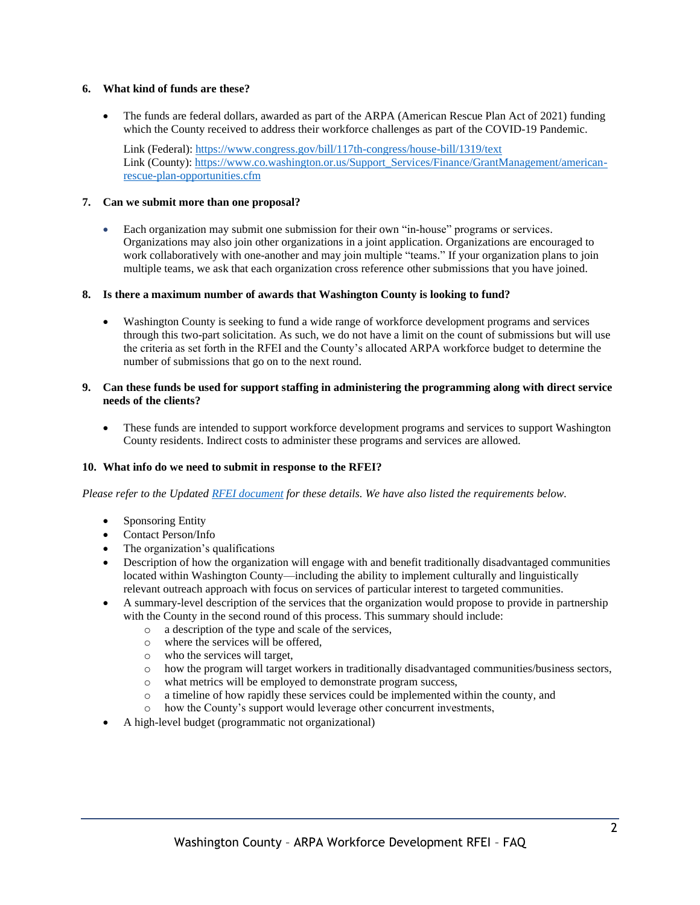**6. What kind of funds are these?**

- The funds are federal dollars, awarded as part of the ARPA (American Rescue Plan Act of 2021) funding which the County received to address their workforce challenges as part of the COVID-19 Pandemic.

  Link (Federal): [https://www.congress.gov/bill/117th-congress/house-bill/1319/text](https://www.congress.gov/bill/117th-congress/house-bill/1319/text)
  Link (County): [https://www.co.washington.or.us/Support_Services/Finance/GrantManagement/american-rescue-plan-opportunities.cfm](https://www.co.washington.or.us/Support_Services/Finance/GrantManagement/american-rescue-plan-opportunities.cfm)

**7. Can we submit more than one proposal?**

- Each organization may submit one submission for their own "in-house" programs or services. Organizations may also join other organizations in a joint application. Organizations are encouraged to work collaboratively with one-another and may join multiple "teams." If your organization plans to join multiple teams, we ask that each organization cross reference other submissions that you have joined.

**8. Is there a maximum number of awards that Washington County is looking to fund?**

- Washington County is seeking to fund a wide range of workforce development programs and services through this two-part solicitation. As such, we do not have a limit on the count of submissions but will use the criteria as set forth in the RFEI and the County's allocated ARPA workforce budget to determine the number of submissions that go on to the next round.

**9. Can these funds be used for support staffing in administering the programming along with direct service needs of the clients?**

- These funds are intended to support workforce development programs and services to support Washington County residents. Indirect costs to administer these programs and services are allowed.

**10. What info do we need to submit in response to the RFEI?**

*Please refer to the Updated [RFEI document](RFEI document) for these details. We have also listed the requirements below.*

- Sponsoring Entity
- Contact Person/Info
- The organization's qualifications
- Description of how the organization will engage with and benefit traditionally disadvantaged communities located within Washington County—including the ability to implement culturally and linguistically relevant outreach approach with focus on services of particular interest to targeted communities.
- A summary-level description of the services that the organization would propose to provide in partnership with the County in the second round of this process. This summary should include:
  - a description of the type and scale of the services,
  - where the services will be offered,
  - who the services will target,
  - how the program will target workers in traditionally disadvantaged communities/business sectors,
  - what metrics will be employed to demonstrate program success,
  - a timeline of how rapidly these services could be implemented within the county, and
  - how the County's support would leverage other concurrent investments,
- A high-level budget (programmatic not organizational)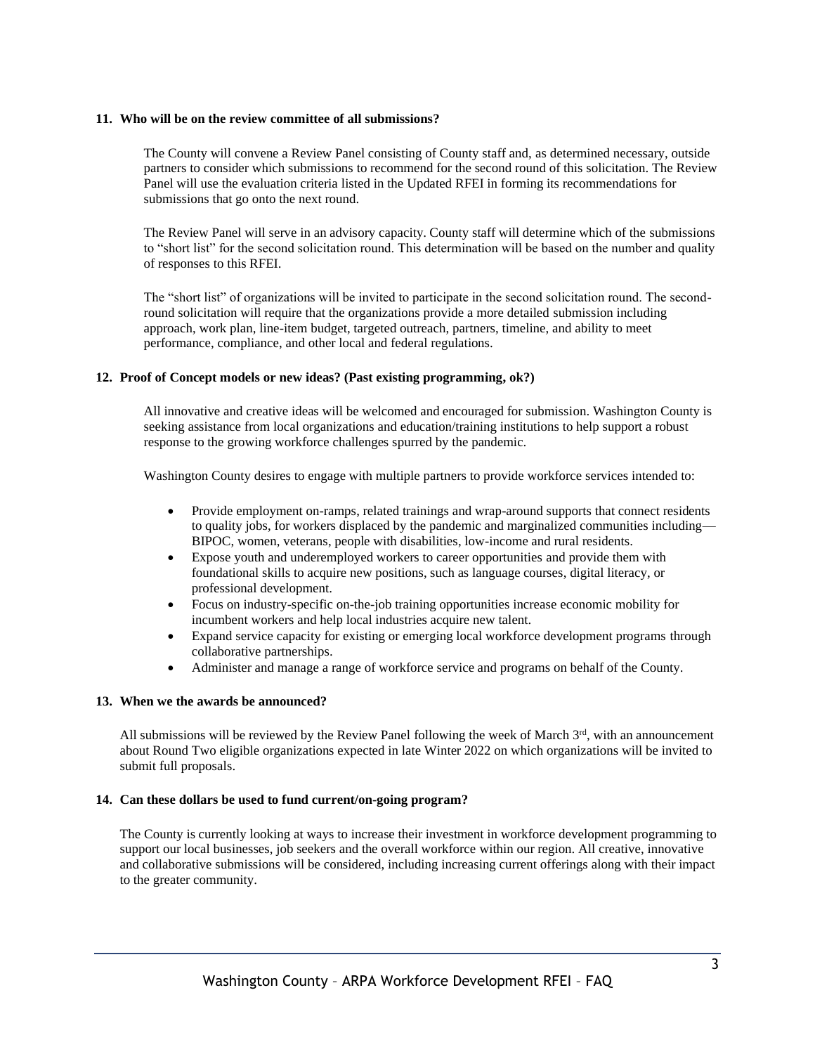**11. Who will be on the review committee of all submissions?**

The County will convene a Review Panel consisting of County staff and, as determined necessary, outside partners to consider which submissions to recommend for the second round of this solicitation. The Review Panel will use the evaluation criteria listed in the Updated RFEI in forming its recommendations for submissions that go onto the next round.

The Review Panel will serve in an advisory capacity. County staff will determine which of the submissions to "short list" for the second solicitation round. This determination will be based on the number and quality of responses to this RFEI.

The "short list" of organizations will be invited to participate in the second solicitation round. The second-round solicitation will require that the organizations provide a more detailed submission including approach, work plan, line-item budget, targeted outreach, partners, timeline, and ability to meet performance, compliance, and other local and federal regulations.

**12. Proof of Concept models or new ideas? (Past existing programming, ok?)**

All innovative and creative ideas will be welcomed and encouraged for submission. Washington County is seeking assistance from local organizations and education/training institutions to help support a robust response to the growing workforce challenges spurred by the pandemic.

Washington County desires to engage with multiple partners to provide workforce services intended to:

- Provide employment on-ramps, related trainings and wrap-around supports that connect residents to quality jobs, for workers displaced by the pandemic and marginalized communities including—BIPOC, women, veterans, people with disabilities, low-income and rural residents.
- Expose youth and underemployed workers to career opportunities and provide them with foundational skills to acquire new positions, such as language courses, digital literacy, or professional development.
- Focus on industry-specific on-the-job training opportunities increase economic mobility for incumbent workers and help local industries acquire new talent.
- Expand service capacity for existing or emerging local workforce development programs through collaborative partnerships.
- Administer and manage a range of workforce service and programs on behalf of the County.

**13. When we the awards be announced?**

All submissions will be reviewed by the Review Panel following the week of March 3rd, with an announcement about Round Two eligible organizations expected in late Winter 2022 on which organizations will be invited to submit full proposals.

**14. Can these dollars be used to fund current/on-going program?**

The County is currently looking at ways to increase their investment in workforce development programming to support our local businesses, job seekers and the overall workforce within our region. All creative, innovative and collaborative submissions will be considered, including increasing current offerings along with their impact to the greater community.